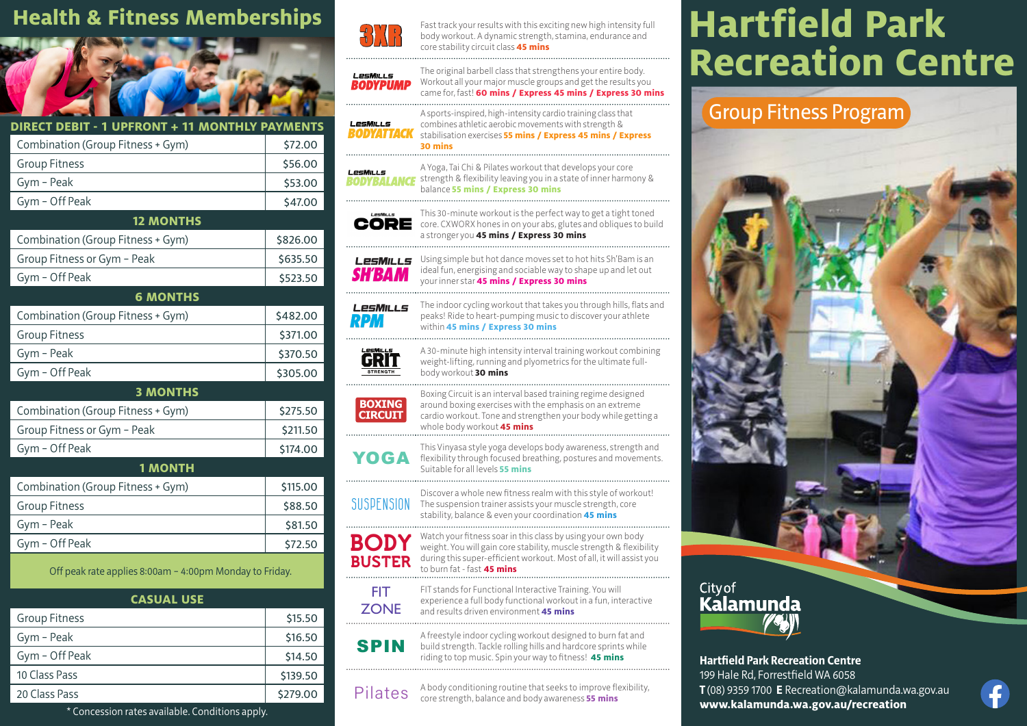# Health & Fitness Memberships

| DIRECT DEBIT - 1 UPFRONT + 11 MONTHLY PAYMENTS | |
|---|---|
| Combination (Group Fitness + Gym) | $72.00 |
| Group Fitness | $56.00 |
| Gym – Peak | $53.00 |
| Gym – Off Peak | $47.00 |
| **12 MONTHS** | |
| Combination (Group Fitness + Gym) | $826.00 |
| Group Fitness or Gym – Peak | $635.50 |
| Gym – Off Peak | $523.50 |
| **6 MONTHS** | |
| Combination (Group Fitness + Gym) | $482.00 |
| Group Fitness | $371.00 |
| Gym – Peak | $370.50 |
| Gym – Off Peak | $305.00 |
| **3 MONTHS** | |
| Combination (Group Fitness + Gym) | $275.50 |
| Group Fitness or Gym – Peak | $211.50 |
| Gym – Off Peak | $174.00 |
| **1 MONTH** | |
| Combination (Group Fitness + Gym) | $115.00 |
| Group Fitness | $88.50 |
| Gym – Peak | $81.50 |
| Gym – Off Peak | $72.50 |

Off peak rate applies 8:00am – 4:00pm Monday to Friday.

| CASUAL USE | |
|---|---|
| Group Fitness | $15.50 |
| Gym – Peak | $16.50 |
| Gym – Off Peak | $14.50 |
| 10 Class Pass | $139.50 |
| 20 Class Pass | $279.00 |

\* Concession rates available. Conditions apply.

**3XR** – Fast track your results with this exciting new high intensity full body workout. A dynamic strength, stamina, endurance and core stability circuit class **45 mins**

**LesMills BODYPUMP** – The original barbell class that strengthens your entire body. Workout all your major muscle groups and get the results you came for, fast! **60 mins / Express 45 mins / Express 30 mins**

**LesMills BODYATTACK** – A sports-inspired, high-intensity cardio training class that combines athletic aerobic movements with strength & stabilisation exercises **55 mins / Express 45 mins / Express 30 mins**

**LesMills BODYBALANCE** – A Yoga, Tai Chi & Pilates workout that develops your core strength & flexibility leaving you in a state of inner harmony & balance **55 mins / Express 30 mins**

**LesMills CORE** – This 30-minute workout is the perfect way to get a tight toned core. CXWORX hones in on your abs, glutes and obliques to build a stronger you **45 mins / Express 30 mins**

**LesMills SH'BAM** – Using simple but hot dance moves set to hot hits Sh'Bam is an ideal fun, energising and sociable way to shape up and let out your inner star **45 mins / Express 30 mins**

**LesMills RPM** – The indoor cycling workout that takes you through hills, flats and peaks! Ride to heart-pumping music to discover your athlete within **45 mins / Express 30 mins**

**LesMills GRIT STRENGTH** – A 30-minute high intensity interval training workout combining weight-lifting, running and plyometrics for the ultimate full-body workout **30 mins**

**BOXING CIRCUIT** – Boxing Circuit is an interval based training regime designed around boxing exercises with the emphasis on an extreme cardio workout. Tone and strengthen your body while getting a whole body workout **45 mins**

**YOGA** – This Vinyasa style yoga develops body awareness, strength and flexibility through focused breathing, postures and movements. Suitable for all levels **55 mins**

**SUSPENSION** – Discover a whole new fitness realm with this style of workout! The suspension trainer assists your muscle strength, core stability, balance & even your coordination **45 mins**

**BODY BUSTER** – Watch your fitness soar in this class by using your own body weight. You will gain core stability, muscle strength & flexibility during this super-efficient workout. Most of all, it will assist you to burn fat - fast **45 mins**

**FIT ZONE** – FIT stands for Functional Interactive Training. You will experience a full body functional workout in a fun, interactive and results driven environment **45 mins**

**SPIN** – A freestyle indoor cycling workout designed to burn fat and build strength. Tackle rolling hills and hardcore sprints while riding to top music. Spin your way to fitness! **45 mins**

**Pilates** – A body conditioning routine that seeks to improve flexibility, core strength, balance and body awareness **55 mins**

# Hartfield Park Recreation Centre

## Group Fitness Program

City of Kalamunda

**Hartfield Park Recreation Centre**
199 Hale Rd, Forrestfield WA 6058
**T** (08) 9359 1700 **E** Recreation@kalamunda.wa.gov.au
**www.kalamunda.wa.gov.au/recreation**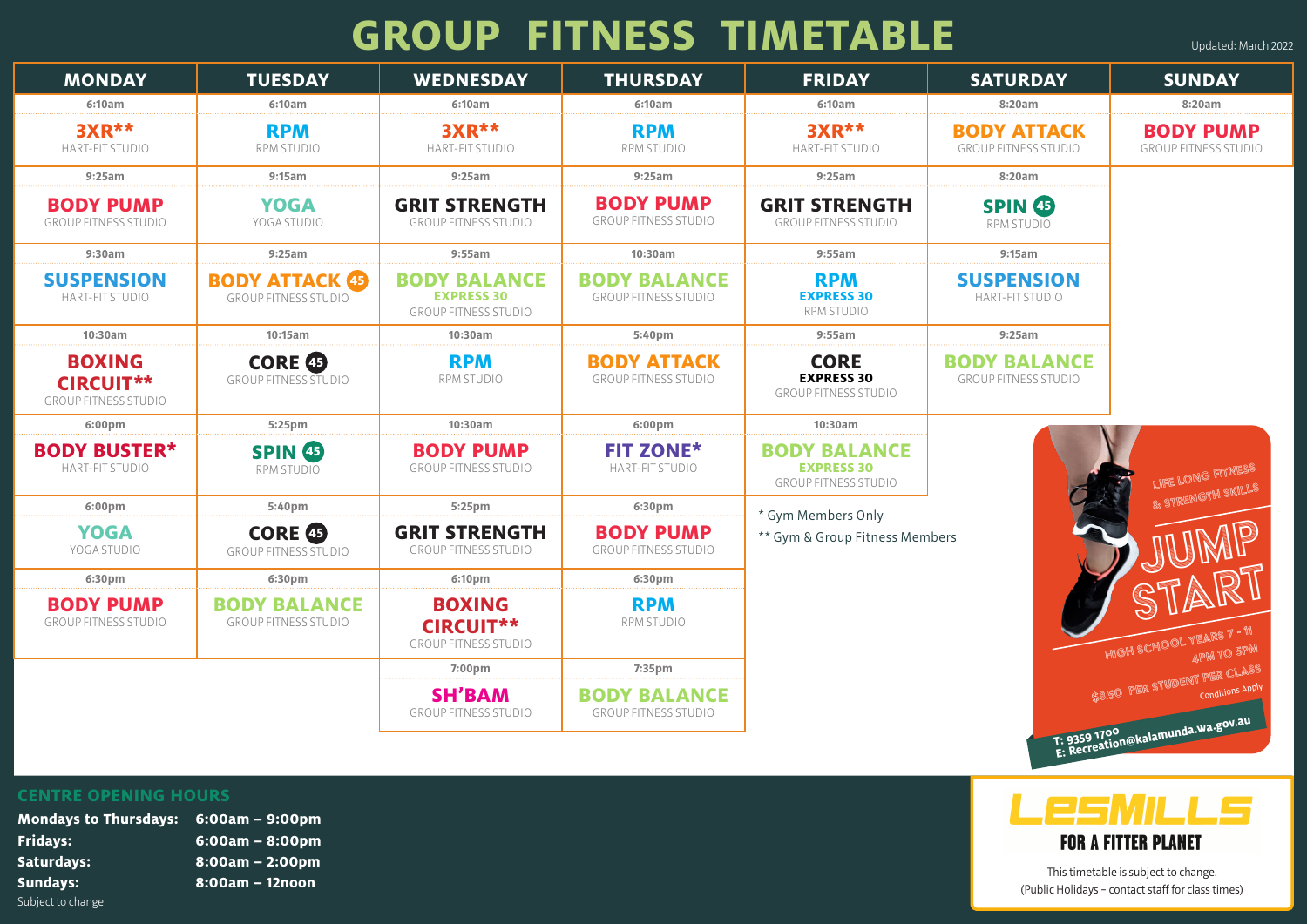# GROUP FITNESS TIMETABLE

Updated: March 2022

| MONDAY | TUESDAY | WEDNESDAY | THURSDAY | FRIDAY | SATURDAY | SUNDAY |
|---|---|---|---|---|---|---|
| 6:10am **3XR\*\*** HART-FIT STUDIO | 6:10am **RPM** RPM STUDIO | 6:10am **3XR\*\*** HART-FIT STUDIO | 6:10am **RPM** RPM STUDIO | 6:10am **3XR\*\*** HART-FIT STUDIO | 8:20am **BODY ATTACK** GROUP FITNESS STUDIO | 8:20am **BODY PUMP** GROUP FITNESS STUDIO |
| 9:25am **BODY PUMP** GROUP FITNESS STUDIO | 9:15am **YOGA** YOGA STUDIO | 9:25am **GRIT STRENGTH** GROUP FITNESS STUDIO | 9:25am **BODY PUMP** GROUP FITNESS STUDIO | 9:25am **GRIT STRENGTH** GROUP FITNESS STUDIO | 8:20am **SPIN 45** RPM STUDIO | |
| 9:30am **SUSPENSION** HART-FIT STUDIO | 9:25am **BODY ATTACK 45** GROUP FITNESS STUDIO | 9:55am **BODY BALANCE EXPRESS 30** GROUP FITNESS STUDIO | 10:30am **BODY BALANCE** GROUP FITNESS STUDIO | 9:55am **RPM EXPRESS 30** RPM STUDIO | 9:15am **SUSPENSION** HART-FIT STUDIO | |
| 10:30am **BOXING CIRCUIT\*\*** GROUP FITNESS STUDIO | 10:15am **CORE 45** GROUP FITNESS STUDIO | 10:30am **RPM** RPM STUDIO | 5:40pm **BODY ATTACK** GROUP FITNESS STUDIO | 9:55am **CORE EXPRESS 30** GROUP FITNESS STUDIO | 9:25am **BODY BALANCE** GROUP FITNESS STUDIO | |
| 6:00pm **BODY BUSTER\*** HART-FIT STUDIO | 5:25pm **SPIN 45** RPM STUDIO | 10:30am **BODY PUMP** GROUP FITNESS STUDIO | 6:00pm **FIT ZONE\*** HART-FIT STUDIO | 10:30am **BODY BALANCE EXPRESS 30** GROUP FITNESS STUDIO | | |
| 6:00pm **YOGA** YOGA STUDIO | 5:40pm **CORE 45** GROUP FITNESS STUDIO | 5:25pm **GRIT STRENGTH** GROUP FITNESS STUDIO | 6:30pm **BODY PUMP** GROUP FITNESS STUDIO | | | |
| 6:30pm **BODY PUMP** GROUP FITNESS STUDIO | 6:30pm **BODY BALANCE** GROUP FITNESS STUDIO | 6:10pm **BOXING CIRCUIT\*\*** GROUP FITNESS STUDIO | 6:30pm **RPM** RPM STUDIO | | | |
| | | 7:00pm **SH'BAM** GROUP FITNESS STUDIO | 7:35pm **BODY BALANCE** GROUP FITNESS STUDIO | | | |

\* Gym Members Only

\*\* Gym & Group Fitness Members

LIFE LONG FITNESS & STRENGTH SKILLS

JUMP START

HIGH SCHOOL YEARS 7 - 11

4PM TO 5PM

$8.50 PER STUDENT PER CLASS

Conditions Apply

T: 9359 1700

E: Recreation@kalamunda.wa.gov.au

## CENTRE OPENING HOURS

| | |
|---|---|
| **Mondays to Thursdays:** | **6:00am – 9:00pm** |
| **Fridays:** | **6:00am – 8:00pm** |
| **Saturdays:** | **8:00am – 2:00pm** |
| **Sundays:** | **8:00am – 12noon** |

Subject to change

LESMILLS

FOR A FITTER PLANET

This timetable is subject to change.

(Public Holidays – contact staff for class times)